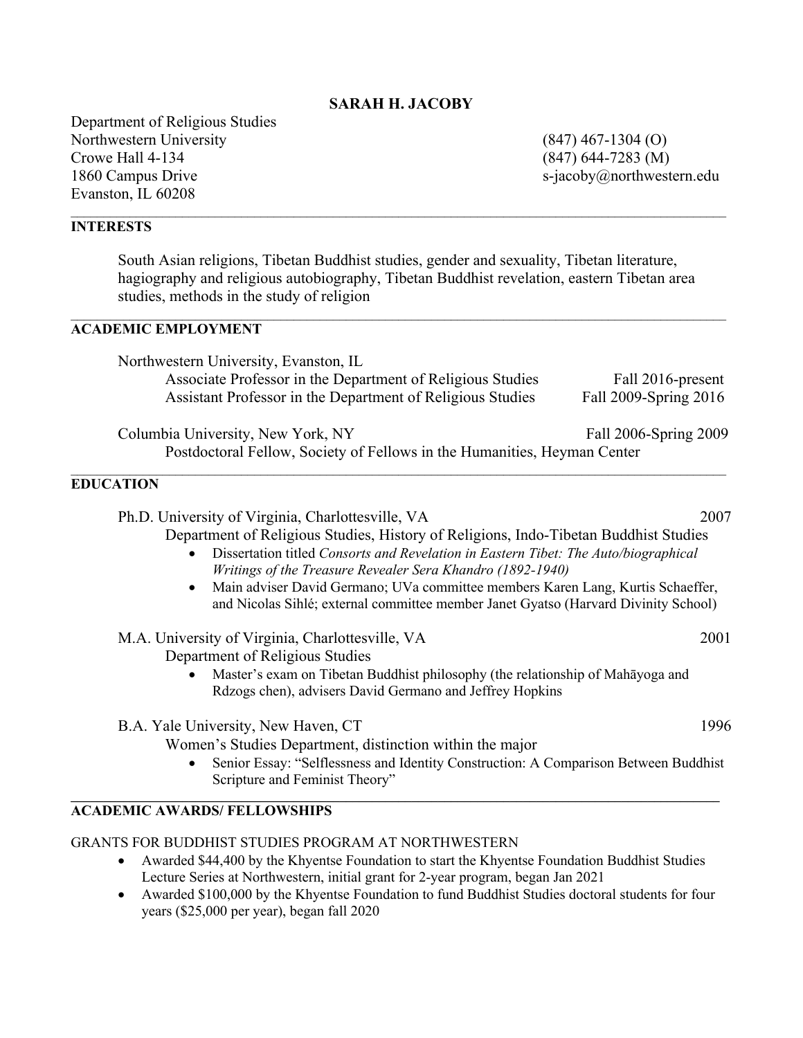# SARAH H. JACOBY

Department of Religious Studies
Northwestern University
Crowe Hall 4-134
1860 Campus Drive
Evanston, IL 60208

(847) 467-1304 (O)
(847) 644-7283 (M)
s-jacoby@northwestern.edu

## INTERESTS

South Asian religions, Tibetan Buddhist studies, gender and sexuality, Tibetan literature, hagiography and religious autobiography, Tibetan Buddhist revelation, eastern Tibetan area studies, methods in the study of religion

## ACADEMIC EMPLOYMENT

Northwestern University, Evanston, IL

- Associate Professor in the Department of Religious Studies — Fall 2016-present
- Assistant Professor in the Department of Religious Studies — Fall 2009-Spring 2016

Columbia University, New York, NY — Fall 2006-Spring 2009

- Postdoctoral Fellow, Society of Fellows in the Humanities, Heyman Center

## EDUCATION

Ph.D. University of Virginia, Charlottesville, VA — 2007

Department of Religious Studies, History of Religions, Indo-Tibetan Buddhist Studies

- Dissertation titled *Consorts and Revelation in Eastern Tibet: The Auto/biographical Writings of the Treasure Revealer Sera Khandro (1892-1940)*
- Main adviser David Germano; UVa committee members Karen Lang, Kurtis Schaeffer, and Nicolas Sihlé; external committee member Janet Gyatso (Harvard Divinity School)

M.A. University of Virginia, Charlottesville, VA — 2001

Department of Religious Studies

- Master's exam on Tibetan Buddhist philosophy (the relationship of Mahāyoga and Rdzogs chen), advisers David Germano and Jeffrey Hopkins

B.A. Yale University, New Haven, CT — 1996

Women's Studies Department, distinction within the major

- Senior Essay: "Selflessness and Identity Construction: A Comparison Between Buddhist Scripture and Feminist Theory"

## ACADEMIC AWARDS/ FELLOWSHIPS

GRANTS FOR BUDDHIST STUDIES PROGRAM AT NORTHWESTERN

- Awarded $44,400 by the Khyentse Foundation to start the Khyentse Foundation Buddhist Studies Lecture Series at Northwestern, initial grant for 2-year program, began Jan 2021
- Awarded $100,000 by the Khyentse Foundation to fund Buddhist Studies doctoral students for four years ($25,000 per year), began fall 2020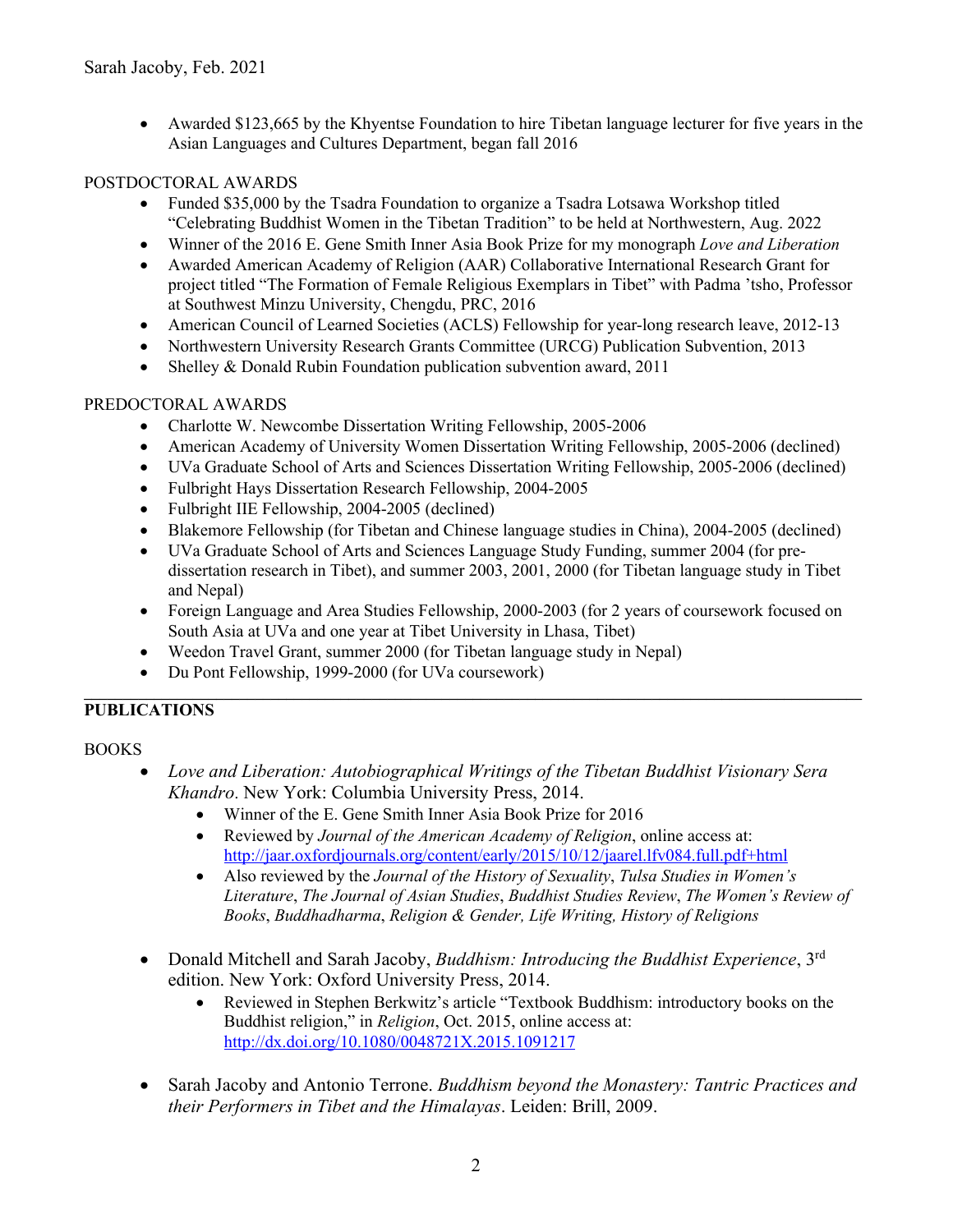- Awarded $123,665 by the Khyentse Foundation to hire Tibetan language lecturer for five years in the Asian Languages and Cultures Department, began fall 2016

POSTDOCTORAL AWARDS

- Funded $35,000 by the Tsadra Foundation to organize a Tsadra Lotsawa Workshop titled "Celebrating Buddhist Women in the Tibetan Tradition" to be held at Northwestern, Aug. 2022
- Winner of the 2016 E. Gene Smith Inner Asia Book Prize for my monograph *Love and Liberation*
- Awarded American Academy of Religion (AAR) Collaborative International Research Grant for project titled "The Formation of Female Religious Exemplars in Tibet" with Padma 'tsho, Professor at Southwest Minzu University, Chengdu, PRC, 2016
- American Council of Learned Societies (ACLS) Fellowship for year-long research leave, 2012-13
- Northwestern University Research Grants Committee (URCG) Publication Subvention, 2013
- Shelley & Donald Rubin Foundation publication subvention award, 2011

PREDOCTORAL AWARDS

- Charlotte W. Newcombe Dissertation Writing Fellowship, 2005-2006
- American Academy of University Women Dissertation Writing Fellowship, 2005-2006 (declined)
- UVa Graduate School of Arts and Sciences Dissertation Writing Fellowship, 2005-2006 (declined)
- Fulbright Hays Dissertation Research Fellowship, 2004-2005
- Fulbright IIE Fellowship, 2004-2005 (declined)
- Blakemore Fellowship (for Tibetan and Chinese language studies in China), 2004-2005 (declined)
- UVa Graduate School of Arts and Sciences Language Study Funding, summer 2004 (for pre-dissertation research in Tibet), and summer 2003, 2001, 2000 (for Tibetan language study in Tibet and Nepal)
- Foreign Language and Area Studies Fellowship, 2000-2003 (for 2 years of coursework focused on South Asia at UVa and one year at Tibet University in Lhasa, Tibet)
- Weedon Travel Grant, summer 2000 (for Tibetan language study in Nepal)
- Du Pont Fellowship, 1999-2000 (for UVa coursework)

## PUBLICATIONS

BOOKS

- *Love and Liberation: Autobiographical Writings of the Tibetan Buddhist Visionary Sera Khandro*. New York: Columbia University Press, 2014.
  - Winner of the E. Gene Smith Inner Asia Book Prize for 2016
  - Reviewed by *Journal of the American Academy of Religion*, online access at: http://jaar.oxfordjournals.org/content/early/2015/10/12/jaarel.lfv084.full.pdf+html
  - Also reviewed by the *Journal of the History of Sexuality*, *Tulsa Studies in Women's Literature*, *The Journal of Asian Studies*, *Buddhist Studies Review*, *The Women's Review of Books*, *Buddhadharma*, *Religion & Gender, Life Writing, History of Religions*

- Donald Mitchell and Sarah Jacoby, *Buddhism: Introducing the Buddhist Experience*, 3rd edition. New York: Oxford University Press, 2014.
  - Reviewed in Stephen Berkwitz's article "Textbook Buddhism: introductory books on the Buddhist religion," in *Religion*, Oct. 2015, online access at: http://dx.doi.org/10.1080/0048721X.2015.1091217

- Sarah Jacoby and Antonio Terrone. *Buddhism beyond the Monastery: Tantric Practices and their Performers in Tibet and the Himalayas*. Leiden: Brill, 2009.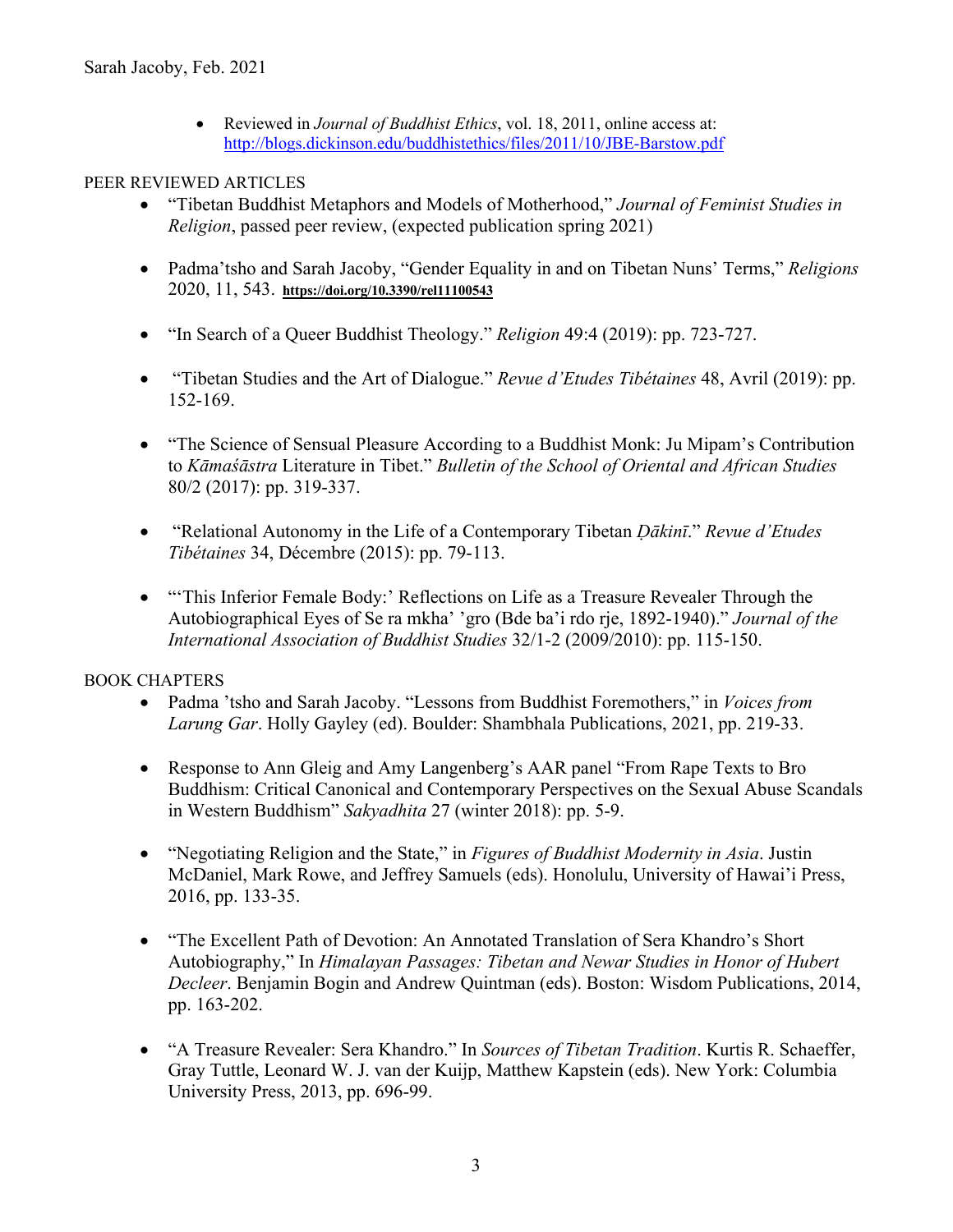- Reviewed in *Journal of Buddhist Ethics*, vol. 18, 2011, online access at: http://blogs.dickinson.edu/buddhistethics/files/2011/10/JBE-Barstow.pdf

PEER REVIEWED ARTICLES

- "Tibetan Buddhist Metaphors and Models of Motherhood," *Journal of Feminist Studies in Religion*, passed peer review, (expected publication spring 2021)

- Padma'tsho and Sarah Jacoby, "Gender Equality in and on Tibetan Nuns' Terms," *Religions* 2020, 11, 543. **https://doi.org/10.3390/rel11100543**

- "In Search of a Queer Buddhist Theology." *Religion* 49:4 (2019): pp. 723-727.

- "Tibetan Studies and the Art of Dialogue." *Revue d'Etudes Tibétaines* 48, Avril (2019): pp. 152-169.

- "The Science of Sensual Pleasure According to a Buddhist Monk: Ju Mipam's Contribution to *Kāmaśāstra* Literature in Tibet." *Bulletin of the School of Oriental and African Studies* 80/2 (2017): pp. 319-337.

- "Relational Autonomy in the Life of a Contemporary Tibetan *Ḍākinī*." *Revue d'Etudes Tibétaines* 34, Décembre (2015): pp. 79-113.

- "'This Inferior Female Body:' Reflections on Life as a Treasure Revealer Through the Autobiographical Eyes of Se ra mkha' 'gro (Bde ba'i rdo rje, 1892-1940)." *Journal of the International Association of Buddhist Studies* 32/1-2 (2009/2010): pp. 115-150.

BOOK CHAPTERS

- Padma 'tsho and Sarah Jacoby. "Lessons from Buddhist Foremothers," in *Voices from Larung Gar*. Holly Gayley (ed). Boulder: Shambhala Publications, 2021, pp. 219-33.

- Response to Ann Gleig and Amy Langenberg's AAR panel "From Rape Texts to Bro Buddhism: Critical Canonical and Contemporary Perspectives on the Sexual Abuse Scandals in Western Buddhism" *Sakyadhita* 27 (winter 2018): pp. 5-9.

- "Negotiating Religion and the State," in *Figures of Buddhist Modernity in Asia*. Justin McDaniel, Mark Rowe, and Jeffrey Samuels (eds). Honolulu, University of Hawai'i Press, 2016, pp. 133-35.

- "The Excellent Path of Devotion: An Annotated Translation of Sera Khandro's Short Autobiography," In *Himalayan Passages: Tibetan and Newar Studies in Honor of Hubert Decleer*. Benjamin Bogin and Andrew Quintman (eds). Boston: Wisdom Publications, 2014, pp. 163-202.

- "A Treasure Revealer: Sera Khandro." In *Sources of Tibetan Tradition*. Kurtis R. Schaeffer, Gray Tuttle, Leonard W. J. van der Kuijp, Matthew Kapstein (eds). New York: Columbia University Press, 2013, pp. 696-99.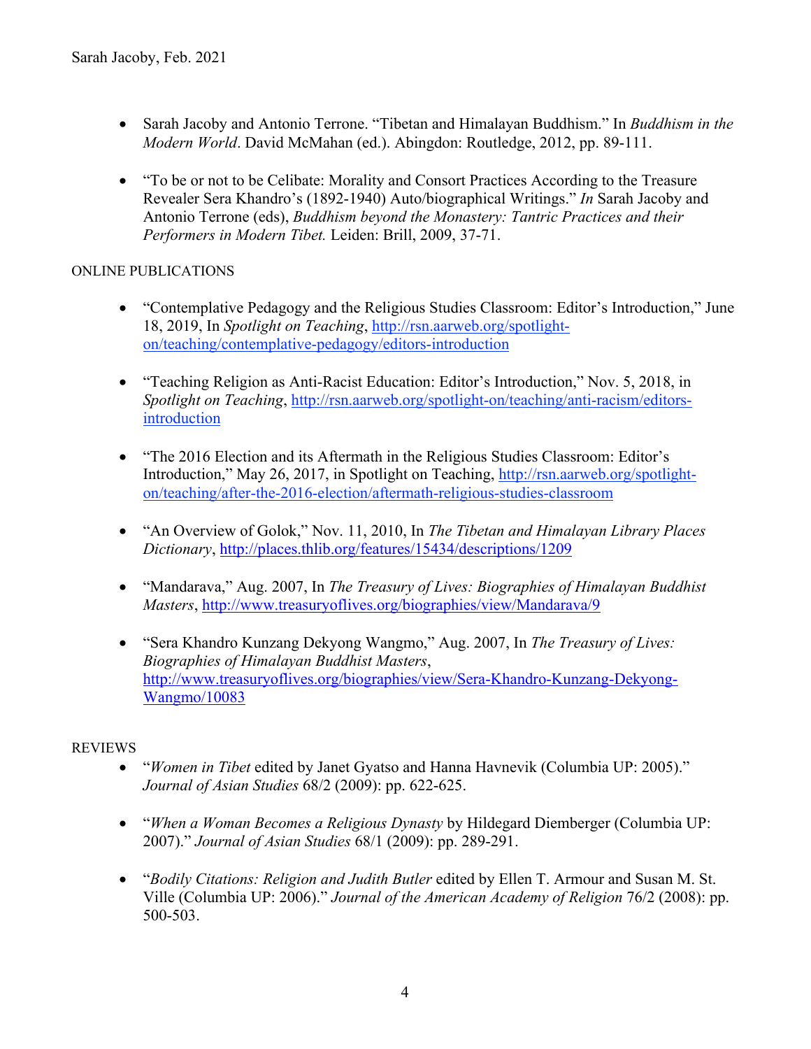- Sarah Jacoby and Antonio Terrone. "Tibetan and Himalayan Buddhism." In *Buddhism in the Modern World*. David McMahan (ed.). Abingdon: Routledge, 2012, pp. 89-111.

- "To be or not to be Celibate: Morality and Consort Practices According to the Treasure Revealer Sera Khandro's (1892-1940) Auto/biographical Writings." *In* Sarah Jacoby and Antonio Terrone (eds), *Buddhism beyond the Monastery: Tantric Practices and their Performers in Modern Tibet.* Leiden: Brill, 2009, 37-71.

ONLINE PUBLICATIONS

- "Contemplative Pedagogy and the Religious Studies Classroom: Editor's Introduction," June 18, 2019, In *Spotlight on Teaching*, http://rsn.aarweb.org/spotlight-on/teaching/contemplative-pedagogy/editors-introduction

- "Teaching Religion as Anti-Racist Education: Editor's Introduction," Nov. 5, 2018, in *Spotlight on Teaching*, http://rsn.aarweb.org/spotlight-on/teaching/anti-racism/editors-introduction

- "The 2016 Election and its Aftermath in the Religious Studies Classroom: Editor's Introduction," May 26, 2017, in Spotlight on Teaching, http://rsn.aarweb.org/spotlight-on/teaching/after-the-2016-election/aftermath-religious-studies-classroom

- "An Overview of Golok," Nov. 11, 2010, In *The Tibetan and Himalayan Library Places Dictionary*, http://places.thlib.org/features/15434/descriptions/1209

- "Mandarava," Aug. 2007, In *The Treasury of Lives: Biographies of Himalayan Buddhist Masters*, http://www.treasuryoflives.org/biographies/view/Mandarava/9

- "Sera Khandro Kunzang Dekyong Wangmo," Aug. 2007, In *The Treasury of Lives: Biographies of Himalayan Buddhist Masters*, http://www.treasuryoflives.org/biographies/view/Sera-Khandro-Kunzang-Dekyong-Wangmo/10083

REVIEWS

- "*Women in Tibet* edited by Janet Gyatso and Hanna Havnevik (Columbia UP: 2005)." *Journal of Asian Studies* 68/2 (2009): pp. 622-625.

- "*When a Woman Becomes a Religious Dynasty* by Hildegard Diemberger (Columbia UP: 2007)." *Journal of Asian Studies* 68/1 (2009): pp. 289-291.

- "*Bodily Citations: Religion and Judith Butler* edited by Ellen T. Armour and Susan M. St. Ville (Columbia UP: 2006)." *Journal of the American Academy of Religion* 76/2 (2008): pp. 500-503.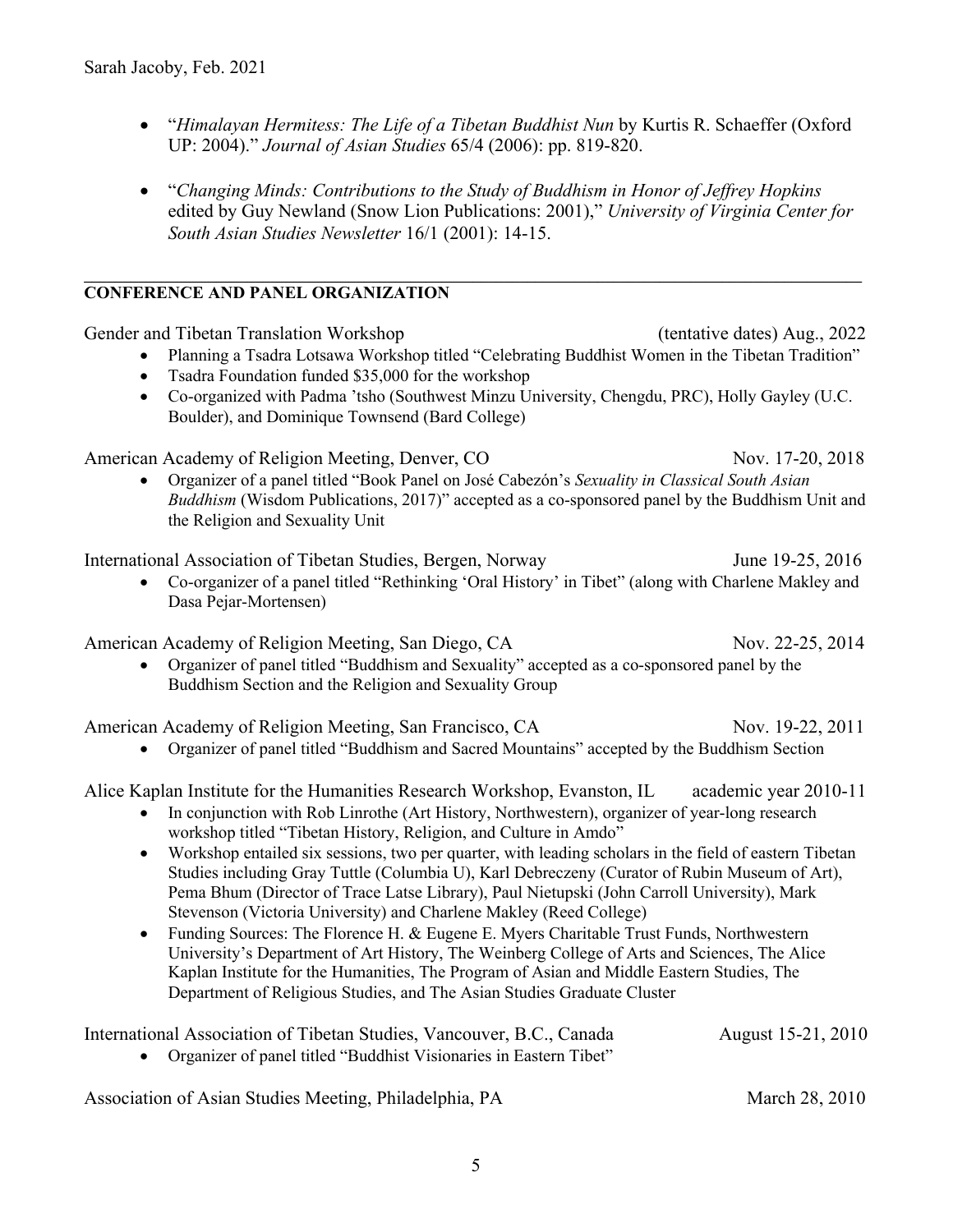- "*Himalayan Hermitess: The Life of a Tibetan Buddhist Nun* by Kurtis R. Schaeffer (Oxford UP: 2004)." *Journal of Asian Studies* 65/4 (2006): pp. 819-820.

- "*Changing Minds: Contributions to the Study of Buddhism in Honor of Jeffrey Hopkins* edited by Guy Newland (Snow Lion Publications: 2001)," *University of Virginia Center for South Asian Studies Newsletter* 16/1 (2001): 14-15.

---

## CONFERENCE AND PANEL ORGANIZATION

Gender and Tibetan Translation Workshop (tentative dates) Aug., 2022

- Planning a Tsadra Lotsawa Workshop titled "Celebrating Buddhist Women in the Tibetan Tradition"
- Tsadra Foundation funded $35,000 for the workshop
- Co-organized with Padma 'tsho (Southwest Minzu University, Chengdu, PRC), Holly Gayley (U.C. Boulder), and Dominique Townsend (Bard College)

American Academy of Religion Meeting, Denver, CO Nov. 17-20, 2018

- Organizer of a panel titled "Book Panel on José Cabezón's *Sexuality in Classical South Asian Buddhism* (Wisdom Publications, 2017)" accepted as a co-sponsored panel by the Buddhism Unit and the Religion and Sexuality Unit

International Association of Tibetan Studies, Bergen, Norway June 19-25, 2016

- Co-organizer of a panel titled "Rethinking 'Oral History' in Tibet" (along with Charlene Makley and Dasa Pejar-Mortensen)

American Academy of Religion Meeting, San Diego, CA Nov. 22-25, 2014

- Organizer of panel titled "Buddhism and Sexuality" accepted as a co-sponsored panel by the Buddhism Section and the Religion and Sexuality Group

American Academy of Religion Meeting, San Francisco, CA Nov. 19-22, 2011

- Organizer of panel titled "Buddhism and Sacred Mountains" accepted by the Buddhism Section

Alice Kaplan Institute for the Humanities Research Workshop, Evanston, IL academic year 2010-11

- In conjunction with Rob Linrothe (Art History, Northwestern), organizer of year-long research workshop titled "Tibetan History, Religion, and Culture in Amdo"
- Workshop entailed six sessions, two per quarter, with leading scholars in the field of eastern Tibetan Studies including Gray Tuttle (Columbia U), Karl Debreczeny (Curator of Rubin Museum of Art), Pema Bhum (Director of Trace Latse Library), Paul Nietupski (John Carroll University), Mark Stevenson (Victoria University) and Charlene Makley (Reed College)
- Funding Sources: The Florence H. & Eugene E. Myers Charitable Trust Funds, Northwestern University's Department of Art History, The Weinberg College of Arts and Sciences, The Alice Kaplan Institute for the Humanities, The Program of Asian and Middle Eastern Studies, The Department of Religious Studies, and The Asian Studies Graduate Cluster

International Association of Tibetan Studies, Vancouver, B.C., Canada August 15-21, 2010

- Organizer of panel titled "Buddhist Visionaries in Eastern Tibet"

Association of Asian Studies Meeting, Philadelphia, PA March 28, 2010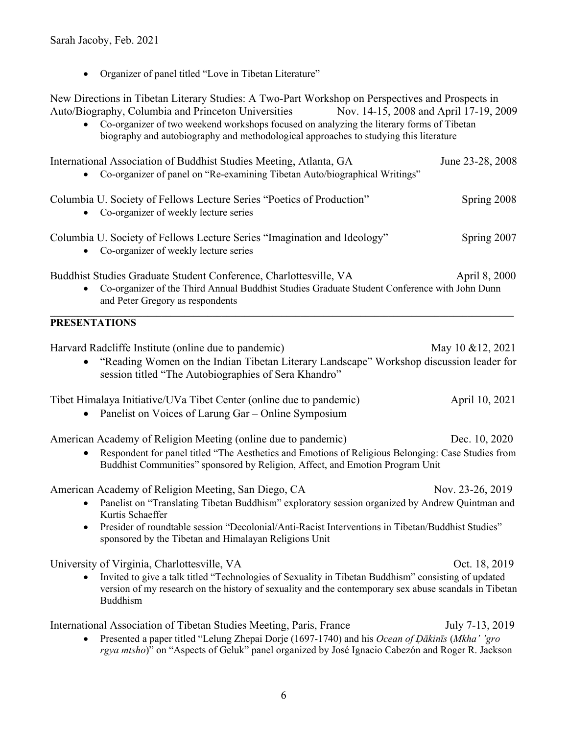- Organizer of panel titled "Love in Tibetan Literature"

New Directions in Tibetan Literary Studies: A Two-Part Workshop on Perspectives and Prospects in Auto/Biography, Columbia and Princeton Universities — Nov. 14-15, 2008 and April 17-19, 2009

- Co-organizer of two weekend workshops focused on analyzing the literary forms of Tibetan biography and autobiography and methodological approaches to studying this literature

International Association of Buddhist Studies Meeting, Atlanta, GA — June 23-28, 2008

- Co-organizer of panel on "Re-examining Tibetan Auto/biographical Writings"

Columbia U. Society of Fellows Lecture Series "Poetics of Production" — Spring 2008

- Co-organizer of weekly lecture series

Columbia U. Society of Fellows Lecture Series "Imagination and Ideology" — Spring 2007

- Co-organizer of weekly lecture series

Buddhist Studies Graduate Student Conference, Charlottesville, VA — April 8, 2000

- Co-organizer of the Third Annual Buddhist Studies Graduate Student Conference with John Dunn and Peter Gregory as respondents

## PRESENTATIONS

Harvard Radcliffe Institute (online due to pandemic) — May 10 &12, 2021

- "Reading Women on the Indian Tibetan Literary Landscape" Workshop discussion leader for session titled "The Autobiographies of Sera Khandro"

Tibet Himalaya Initiative/UVa Tibet Center (online due to pandemic) — April 10, 2021

- Panelist on Voices of Larung Gar – Online Symposium

American Academy of Religion Meeting (online due to pandemic) — Dec. 10, 2020

- Respondent for panel titled "The Aesthetics and Emotions of Religious Belonging: Case Studies from Buddhist Communities" sponsored by Religion, Affect, and Emotion Program Unit

American Academy of Religion Meeting, San Diego, CA — Nov. 23-26, 2019

- Panelist on "Translating Tibetan Buddhism" exploratory session organized by Andrew Quintman and Kurtis Schaeffer
- Presider of roundtable session "Decolonial/Anti-Racist Interventions in Tibetan/Buddhist Studies" sponsored by the Tibetan and Himalayan Religions Unit

University of Virginia, Charlottesville, VA — Oct. 18, 2019

- Invited to give a talk titled "Technologies of Sexuality in Tibetan Buddhism" consisting of updated version of my research on the history of sexuality and the contemporary sex abuse scandals in Tibetan Buddhism

International Association of Tibetan Studies Meeting, Paris, France — July 7-13, 2019

- Presented a paper titled "Lelung Zhepai Dorje (1697-1740) and his *Ocean of Ḍākinīs* (*Mkha' 'gro rgya mtsho*)" on "Aspects of Geluk" panel organized by José Ignacio Cabezón and Roger R. Jackson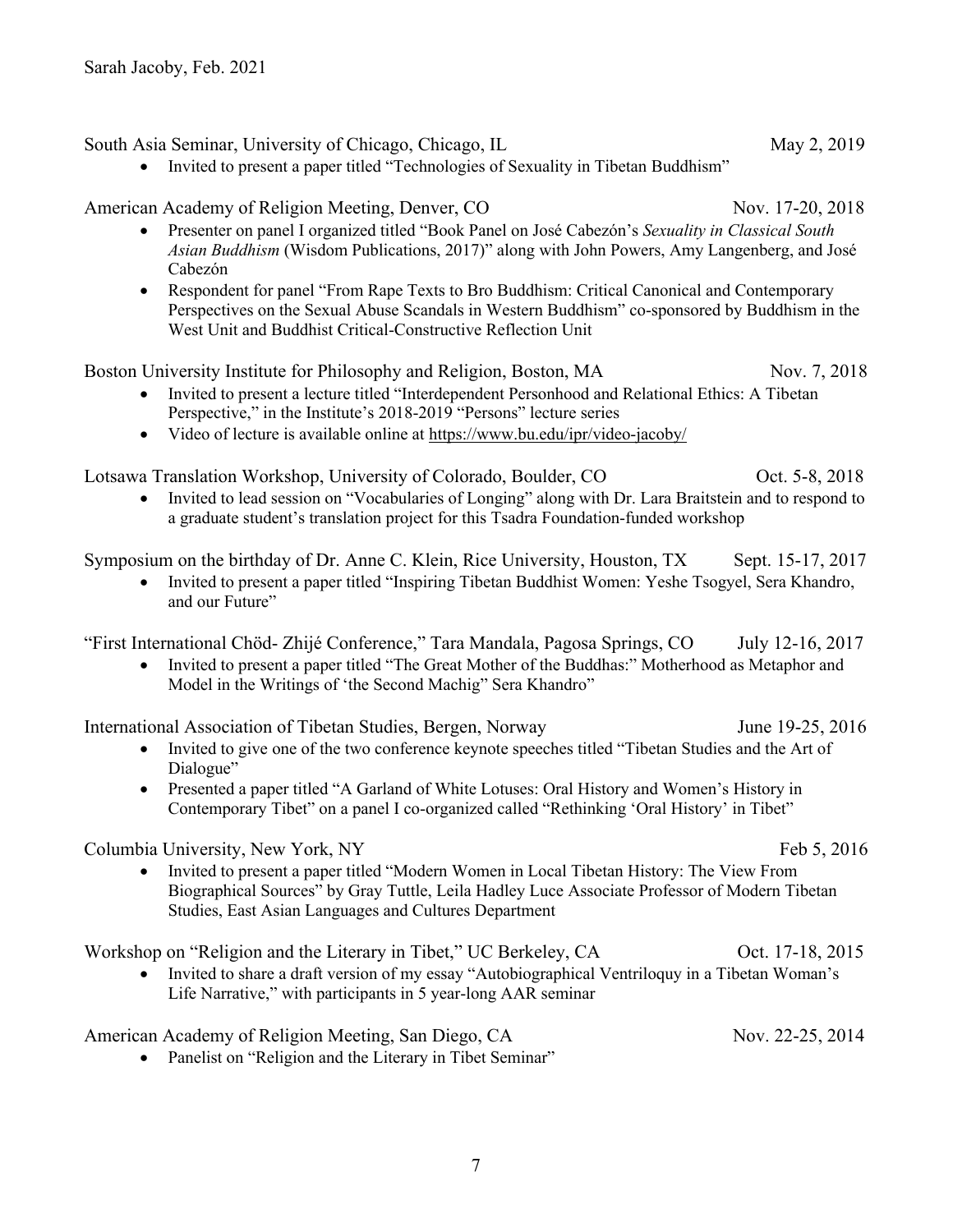South Asia Seminar, University of Chicago, Chicago, IL May 2, 2019

- Invited to present a paper titled "Technologies of Sexuality in Tibetan Buddhism"

American Academy of Religion Meeting, Denver, CO Nov. 17-20, 2018

- Presenter on panel I organized titled "Book Panel on José Cabezón's *Sexuality in Classical South Asian Buddhism* (Wisdom Publications, 2017)" along with John Powers, Amy Langenberg, and José Cabezón
- Respondent for panel "From Rape Texts to Bro Buddhism: Critical Canonical and Contemporary Perspectives on the Sexual Abuse Scandals in Western Buddhism" co-sponsored by Buddhism in the West Unit and Buddhist Critical-Constructive Reflection Unit

Boston University Institute for Philosophy and Religion, Boston, MA Nov. 7, 2018

- Invited to present a lecture titled "Interdependent Personhood and Relational Ethics: A Tibetan Perspective," in the Institute's 2018-2019 "Persons" lecture series
- Video of lecture is available online at https://www.bu.edu/ipr/video-jacoby/

Lotsawa Translation Workshop, University of Colorado, Boulder, CO Oct. 5-8, 2018

- Invited to lead session on "Vocabularies of Longing" along with Dr. Lara Braitstein and to respond to a graduate student's translation project for this Tsadra Foundation-funded workshop

Symposium on the birthday of Dr. Anne C. Klein, Rice University, Houston, TX Sept. 15-17, 2017

- Invited to present a paper titled "Inspiring Tibetan Buddhist Women: Yeshe Tsogyel, Sera Khandro, and our Future"

"First International Chöd- Zhijé Conference," Tara Mandala, Pagosa Springs, CO July 12-16, 2017

- Invited to present a paper titled "The Great Mother of the Buddhas:" Motherhood as Metaphor and Model in the Writings of 'the Second Machig" Sera Khandro"

International Association of Tibetan Studies, Bergen, Norway June 19-25, 2016

- Invited to give one of the two conference keynote speeches titled "Tibetan Studies and the Art of Dialogue"
- Presented a paper titled "A Garland of White Lotuses: Oral History and Women's History in Contemporary Tibet" on a panel I co-organized called "Rethinking 'Oral History' in Tibet"

Columbia University, New York, NY Feb 5, 2016

- Invited to present a paper titled "Modern Women in Local Tibetan History: The View From Biographical Sources" by Gray Tuttle, Leila Hadley Luce Associate Professor of Modern Tibetan Studies, East Asian Languages and Cultures Department

Workshop on "Religion and the Literary in Tibet," UC Berkeley, CA Oct. 17-18, 2015

- Invited to share a draft version of my essay "Autobiographical Ventriloquy in a Tibetan Woman's Life Narrative," with participants in 5 year-long AAR seminar

American Academy of Religion Meeting, San Diego, CA Nov. 22-25, 2014

- Panelist on "Religion and the Literary in Tibet Seminar"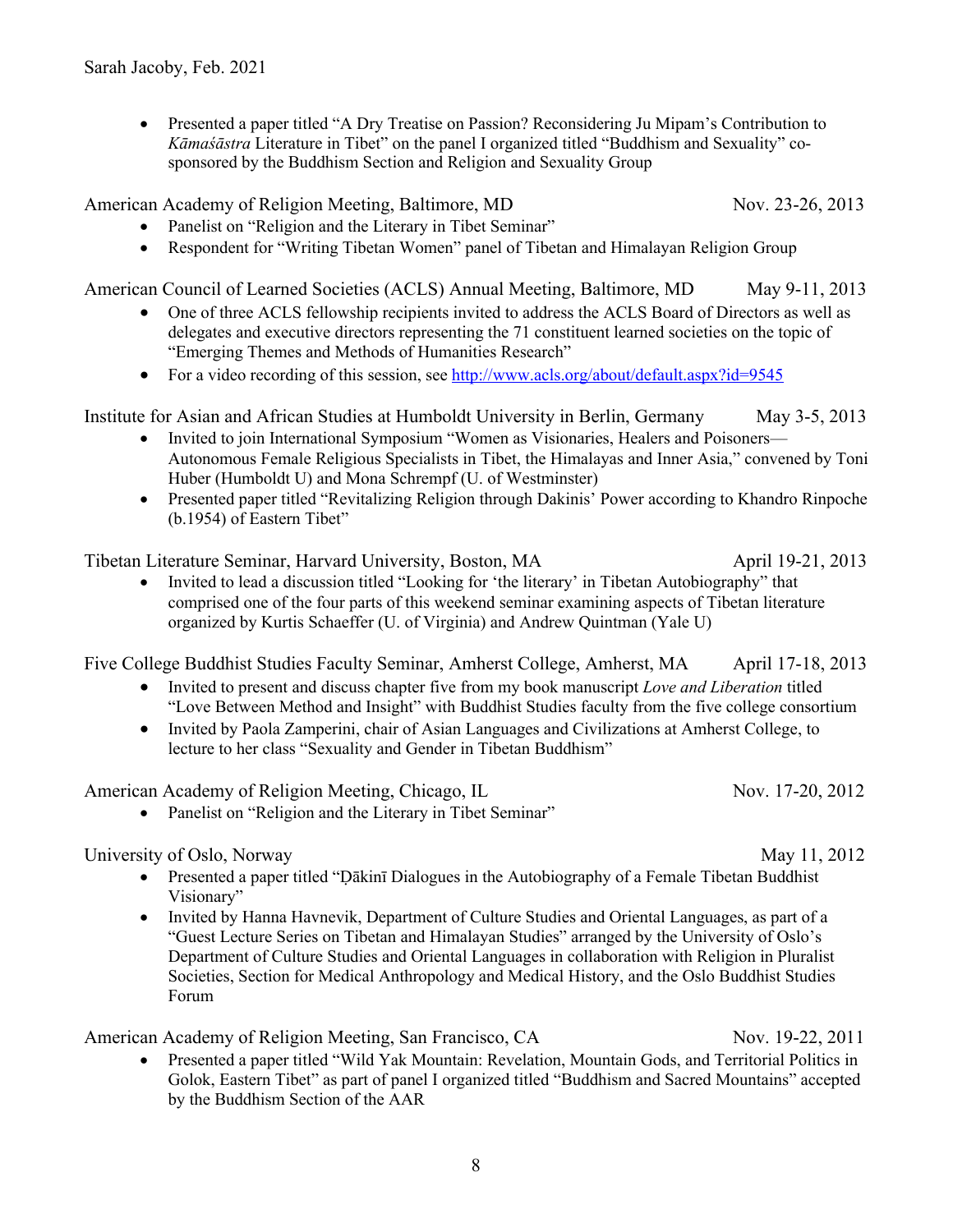- Presented a paper titled "A Dry Treatise on Passion? Reconsidering Ju Mipam's Contribution to *Kāmaśāstra* Literature in Tibet" on the panel I organized titled "Buddhism and Sexuality" co-sponsored by the Buddhism Section and Religion and Sexuality Group

American Academy of Religion Meeting, Baltimore, MD — Nov. 23-26, 2013

- Panelist on "Religion and the Literary in Tibet Seminar"
- Respondent for "Writing Tibetan Women" panel of Tibetan and Himalayan Religion Group

American Council of Learned Societies (ACLS) Annual Meeting, Baltimore, MD — May 9-11, 2013

- One of three ACLS fellowship recipients invited to address the ACLS Board of Directors as well as delegates and executive directors representing the 71 constituent learned societies on the topic of "Emerging Themes and Methods of Humanities Research"
- For a video recording of this session, see [http://www.acls.org/about/default.aspx?id=9545](http://www.acls.org/about/default.aspx?id=9545)

Institute for Asian and African Studies at Humboldt University in Berlin, Germany — May 3-5, 2013

- Invited to join International Symposium "Women as Visionaries, Healers and Poisoners—Autonomous Female Religious Specialists in Tibet, the Himalayas and Inner Asia," convened by Toni Huber (Humboldt U) and Mona Schrempf (U. of Westminster)
- Presented paper titled "Revitalizing Religion through Dakinis' Power according to Khandro Rinpoche (b.1954) of Eastern Tibet"

Tibetan Literature Seminar, Harvard University, Boston, MA — April 19-21, 2013

- Invited to lead a discussion titled "Looking for 'the literary' in Tibetan Autobiography" that comprised one of the four parts of this weekend seminar examining aspects of Tibetan literature organized by Kurtis Schaeffer (U. of Virginia) and Andrew Quintman (Yale U)

Five College Buddhist Studies Faculty Seminar, Amherst College, Amherst, MA — April 17-18, 2013

- Invited to present and discuss chapter five from my book manuscript *Love and Liberation* titled "Love Between Method and Insight" with Buddhist Studies faculty from the five college consortium
- Invited by Paola Zamperini, chair of Asian Languages and Civilizations at Amherst College, to lecture to her class "Sexuality and Gender in Tibetan Buddhism"

American Academy of Religion Meeting, Chicago, IL — Nov. 17-20, 2012

- Panelist on "Religion and the Literary in Tibet Seminar"

University of Oslo, Norway — May 11, 2012

- Presented a paper titled "Ḍākinī Dialogues in the Autobiography of a Female Tibetan Buddhist Visionary"
- Invited by Hanna Havnevik, Department of Culture Studies and Oriental Languages, as part of a "Guest Lecture Series on Tibetan and Himalayan Studies" arranged by the University of Oslo's Department of Culture Studies and Oriental Languages in collaboration with Religion in Pluralist Societies, Section for Medical Anthropology and Medical History, and the Oslo Buddhist Studies Forum

American Academy of Religion Meeting, San Francisco, CA — Nov. 19-22, 2011

- Presented a paper titled "Wild Yak Mountain: Revelation, Mountain Gods, and Territorial Politics in Golok, Eastern Tibet" as part of panel I organized titled "Buddhism and Sacred Mountains" accepted by the Buddhism Section of the AAR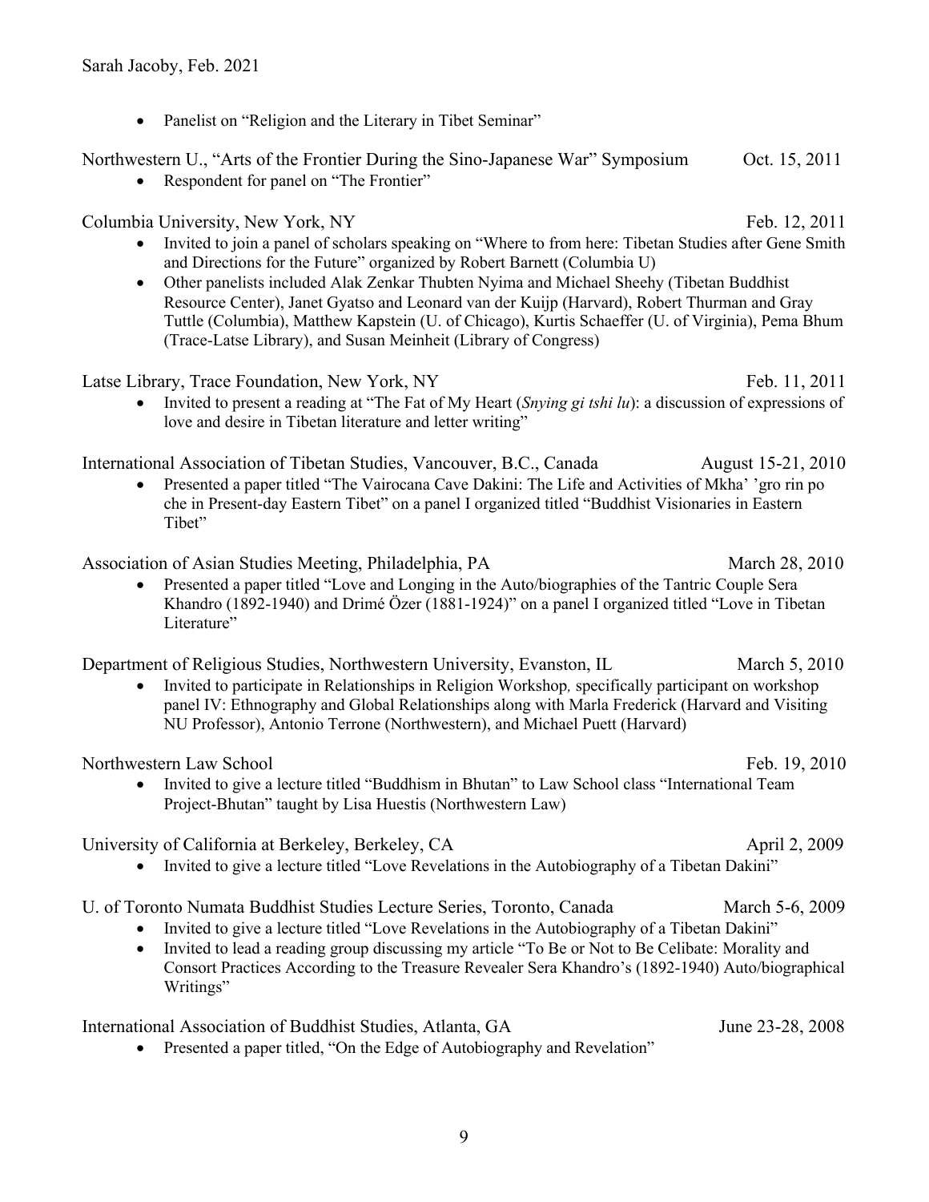- Panelist on "Religion and the Literary in Tibet Seminar"

Northwestern U., "Arts of the Frontier During the Sino-Japanese War" Symposium — Oct. 15, 2011

- Respondent for panel on "The Frontier"

Columbia University, New York, NY — Feb. 12, 2011

- Invited to join a panel of scholars speaking on "Where to from here: Tibetan Studies after Gene Smith and Directions for the Future" organized by Robert Barnett (Columbia U)
- Other panelists included Alak Zenkar Thubten Nyima and Michael Sheehy (Tibetan Buddhist Resource Center), Janet Gyatso and Leonard van der Kuijp (Harvard), Robert Thurman and Gray Tuttle (Columbia), Matthew Kapstein (U. of Chicago), Kurtis Schaeffer (U. of Virginia), Pema Bhum (Trace-Latse Library), and Susan Meinheit (Library of Congress)

Latse Library, Trace Foundation, New York, NY — Feb. 11, 2011

- Invited to present a reading at "The Fat of My Heart (*Snying gi tshi lu*): a discussion of expressions of love and desire in Tibetan literature and letter writing"

International Association of Tibetan Studies, Vancouver, B.C., Canada — August 15-21, 2010

- Presented a paper titled "The Vairocana Cave Dakini: The Life and Activities of Mkha' 'gro rin po che in Present-day Eastern Tibet" on a panel I organized titled "Buddhist Visionaries in Eastern Tibet"

Association of Asian Studies Meeting, Philadelphia, PA — March 28, 2010

- Presented a paper titled "Love and Longing in the Auto/biographies of the Tantric Couple Sera Khandro (1892-1940) and Drimé Özer (1881-1924)" on a panel I organized titled "Love in Tibetan Literature"

Department of Religious Studies, Northwestern University, Evanston, IL — March 5, 2010

- Invited to participate in Relationships in Religion Workshop*,* specifically participant on workshop panel IV: Ethnography and Global Relationships along with Marla Frederick (Harvard and Visiting NU Professor), Antonio Terrone (Northwestern), and Michael Puett (Harvard)

Northwestern Law School — Feb. 19, 2010

- Invited to give a lecture titled "Buddhism in Bhutan" to Law School class "International Team Project-Bhutan" taught by Lisa Huestis (Northwestern Law)

University of California at Berkeley, Berkeley, CA — April 2, 2009

- Invited to give a lecture titled "Love Revelations in the Autobiography of a Tibetan Dakini"

U. of Toronto Numata Buddhist Studies Lecture Series, Toronto, Canada — March 5-6, 2009

- Invited to give a lecture titled "Love Revelations in the Autobiography of a Tibetan Dakini"
- Invited to lead a reading group discussing my article "To Be or Not to Be Celibate: Morality and Consort Practices According to the Treasure Revealer Sera Khandro's (1892-1940) Auto/biographical Writings"

International Association of Buddhist Studies, Atlanta, GA — June 23-28, 2008

- Presented a paper titled, "On the Edge of Autobiography and Revelation"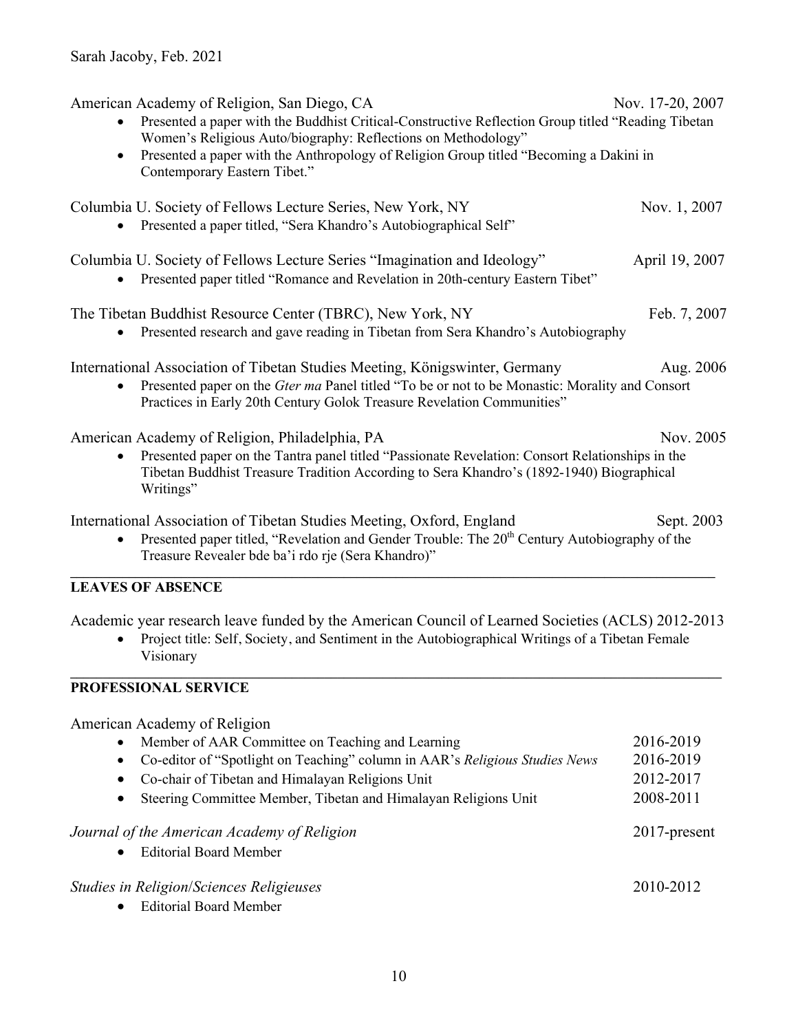American Academy of Religion, San Diego, CA Nov. 17-20, 2007

- Presented a paper with the Buddhist Critical-Constructive Reflection Group titled "Reading Tibetan Women's Religious Auto/biography: Reflections on Methodology"
- Presented a paper with the Anthropology of Religion Group titled "Becoming a Dakini in Contemporary Eastern Tibet."

Columbia U. Society of Fellows Lecture Series, New York, NY Nov. 1, 2007

- Presented a paper titled, "Sera Khandro's Autobiographical Self"

Columbia U. Society of Fellows Lecture Series "Imagination and Ideology" April 19, 2007

- Presented paper titled "Romance and Revelation in 20th-century Eastern Tibet"

The Tibetan Buddhist Resource Center (TBRC), New York, NY Feb. 7, 2007

- Presented research and gave reading in Tibetan from Sera Khandro's Autobiography

International Association of Tibetan Studies Meeting, Königswinter, Germany Aug. 2006

- Presented paper on the *Gter ma* Panel titled "To be or not to be Monastic: Morality and Consort Practices in Early 20th Century Golok Treasure Revelation Communities"

American Academy of Religion, Philadelphia, PA Nov. 2005

- Presented paper on the Tantra panel titled "Passionate Revelation: Consort Relationships in the Tibetan Buddhist Treasure Tradition According to Sera Khandro's (1892-1940) Biographical Writings"

International Association of Tibetan Studies Meeting, Oxford, England Sept. 2003

- Presented paper titled, "Revelation and Gender Trouble: The 20th Century Autobiography of the Treasure Revealer bde ba'i rdo rje (Sera Khandro)"

## LEAVES OF ABSENCE

Academic year research leave funded by the American Council of Learned Societies (ACLS) 2012-2013

- Project title: Self, Society, and Sentiment in the Autobiographical Writings of a Tibetan Female Visionary

## PROFESSIONAL SERVICE

American Academy of Religion

- Member of AAR Committee on Teaching and Learning 2016-2019
- Co-editor of "Spotlight on Teaching" column in AAR's *Religious Studies News* 2016-2019
- Co-chair of Tibetan and Himalayan Religions Unit 2012-2017
- Steering Committee Member, Tibetan and Himalayan Religions Unit 2008-2011

*Journal of the American Academy of Religion* 2017-present

- Editorial Board Member

*Studies in Religion/Sciences Religieuses* 2010-2012

- Editorial Board Member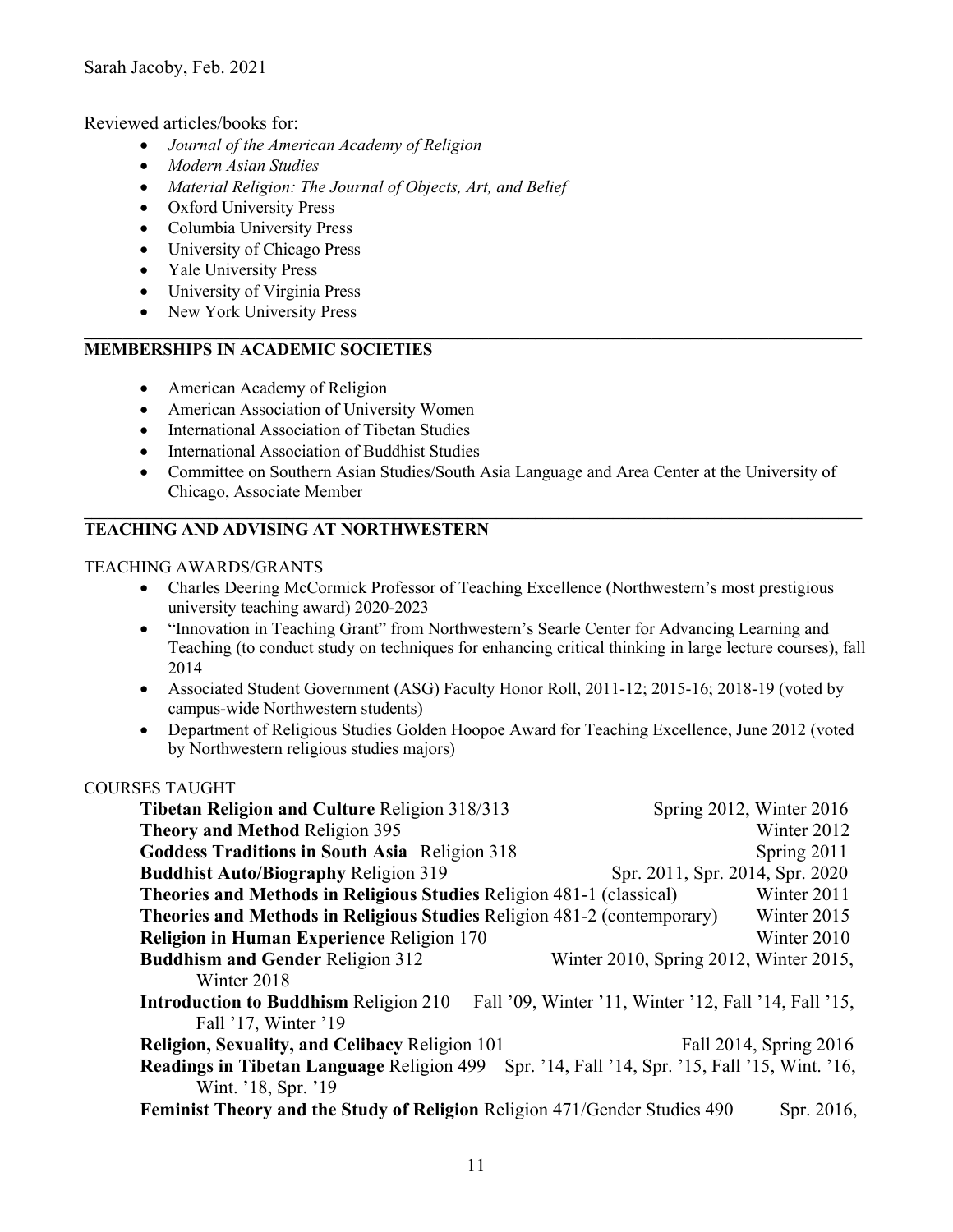Reviewed articles/books for:

- *Journal of the American Academy of Religion*
- *Modern Asian Studies*
- *Material Religion: The Journal of Objects, Art, and Belief*
- Oxford University Press
- Columbia University Press
- University of Chicago Press
- Yale University Press
- University of Virginia Press
- New York University Press

## MEMBERSHIPS IN ACADEMIC SOCIETIES

- American Academy of Religion
- American Association of University Women
- International Association of Tibetan Studies
- International Association of Buddhist Studies
- Committee on Southern Asian Studies/South Asia Language and Area Center at the University of Chicago, Associate Member

## TEACHING AND ADVISING AT NORTHWESTERN

### TEACHING AWARDS/GRANTS

- Charles Deering McCormick Professor of Teaching Excellence (Northwestern's most prestigious university teaching award) 2020-2023
- "Innovation in Teaching Grant" from Northwestern's Searle Center for Advancing Learning and Teaching (to conduct study on techniques for enhancing critical thinking in large lecture courses), fall 2014
- Associated Student Government (ASG) Faculty Honor Roll, 2011-12; 2015-16; 2018-19 (voted by campus-wide Northwestern students)
- Department of Religious Studies Golden Hoopoe Award for Teaching Excellence, June 2012 (voted by Northwestern religious studies majors)

### COURSES TAUGHT

**Tibetan Religion and Culture** Religion 318/313 — Spring 2012, Winter 2016
**Theory and Method** Religion 395 — Winter 2012
**Goddess Traditions in South Asia** Religion 318 — Spring 2011
**Buddhist Auto/Biography** Religion 319 — Spr. 2011, Spr. 2014, Spr. 2020
**Theories and Methods in Religious Studies** Religion 481-1 (classical) — Winter 2011
**Theories and Methods in Religious Studies** Religion 481-2 (contemporary) — Winter 2015
**Religion in Human Experience** Religion 170 — Winter 2010
**Buddhism and Gender** Religion 312 — Winter 2010, Spring 2012, Winter 2015, Winter 2018
**Introduction to Buddhism** Religion 210 — Fall '09, Winter '11, Winter '12, Fall '14, Fall '15, Fall '17, Winter '19
**Religion, Sexuality, and Celibacy** Religion 101 — Fall 2014, Spring 2016
**Readings in Tibetan Language** Religion 499 — Spr. '14, Fall '14, Spr. '15, Fall '15, Wint. '16, Wint. '18, Spr. '19
**Feminist Theory and the Study of Religion** Religion 471/Gender Studies 490 — Spr. 2016,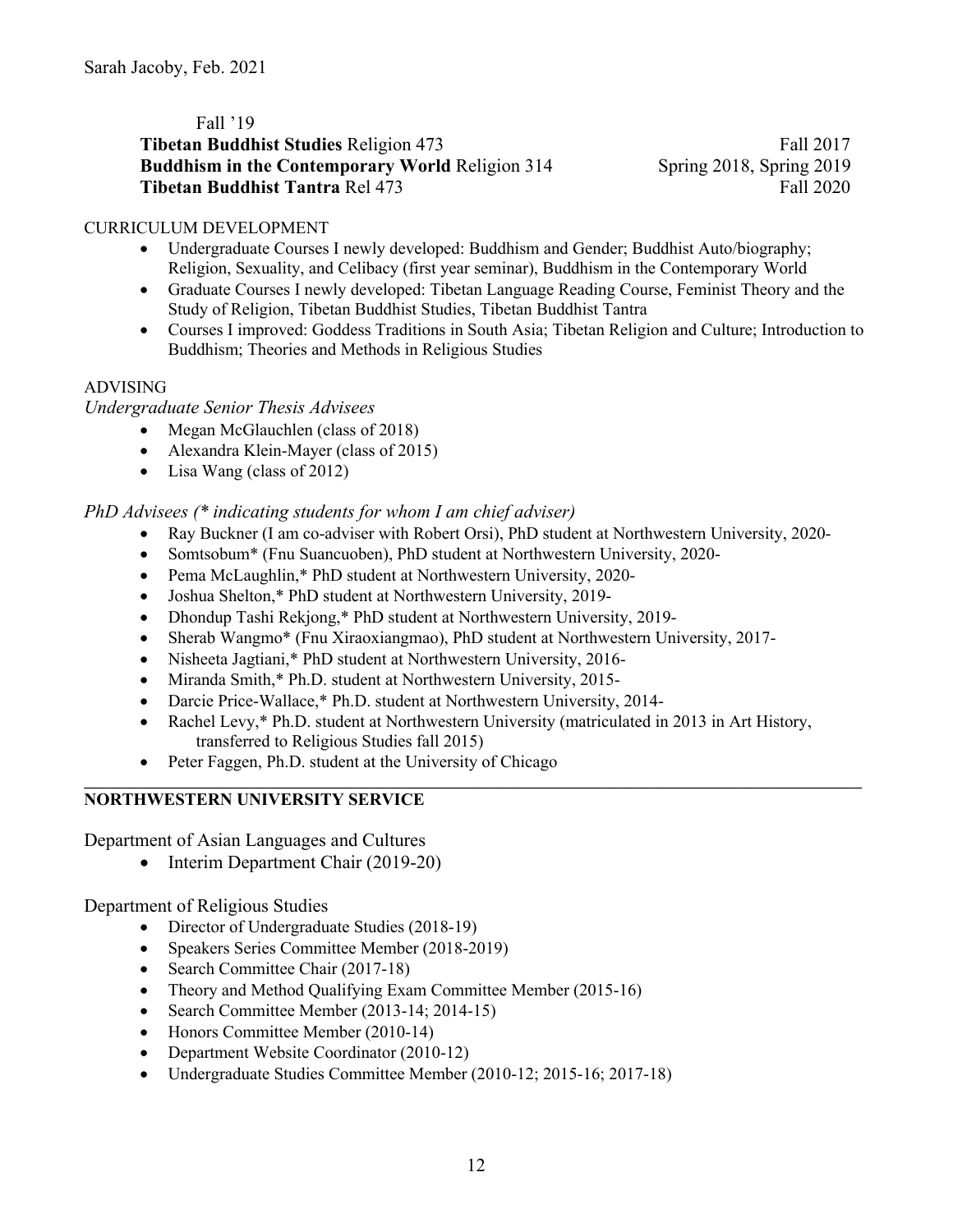Fall '19

**Tibetan Buddhist Studies** Religion 473 — Fall 2017
**Buddhism in the Contemporary World** Religion 314 — Spring 2018, Spring 2019
**Tibetan Buddhist Tantra** Rel 473 — Fall 2020

CURRICULUM DEVELOPMENT

- Undergraduate Courses I newly developed: Buddhism and Gender; Buddhist Auto/biography; Religion, Sexuality, and Celibacy (first year seminar), Buddhism in the Contemporary World
- Graduate Courses I newly developed: Tibetan Language Reading Course, Feminist Theory and the Study of Religion, Tibetan Buddhist Studies, Tibetan Buddhist Tantra
- Courses I improved: Goddess Traditions in South Asia; Tibetan Religion and Culture; Introduction to Buddhism; Theories and Methods in Religious Studies

ADVISING

*Undergraduate Senior Thesis Advisees*

- Megan McGlauchlen (class of 2018)
- Alexandra Klein-Mayer (class of 2015)
- Lisa Wang (class of 2012)

*PhD Advisees (* indicating students for whom I am chief adviser)*

- Ray Buckner (I am co-adviser with Robert Orsi), PhD student at Northwestern University, 2020-
- Somtsobum* (Fnu Suancuoben), PhD student at Northwestern University, 2020-
- Pema McLaughlin,* PhD student at Northwestern University, 2020-
- Joshua Shelton,* PhD student at Northwestern University, 2019-
- Dhondup Tashi Rekjong,* PhD student at Northwestern University, 2019-
- Sherab Wangmo* (Fnu Xiraoxiangmao), PhD student at Northwestern University, 2017-
- Nisheeta Jagtiani,* PhD student at Northwestern University, 2016-
- Miranda Smith,* Ph.D. student at Northwestern University, 2015-
- Darcie Price-Wallace,* Ph.D. student at Northwestern University, 2014-
- Rachel Levy,* Ph.D. student at Northwestern University (matriculated in 2013 in Art History, transferred to Religious Studies fall 2015)
- Peter Faggen, Ph.D. student at the University of Chicago

---

## NORTHWESTERN UNIVERSITY SERVICE

Department of Asian Languages and Cultures

- Interim Department Chair (2019-20)

Department of Religious Studies

- Director of Undergraduate Studies (2018-19)
- Speakers Series Committee Member (2018-2019)
- Search Committee Chair (2017-18)
- Theory and Method Qualifying Exam Committee Member (2015-16)
- Search Committee Member (2013-14; 2014-15)
- Honors Committee Member (2010-14)
- Department Website Coordinator (2010-12)
- Undergraduate Studies Committee Member (2010-12; 2015-16; 2017-18)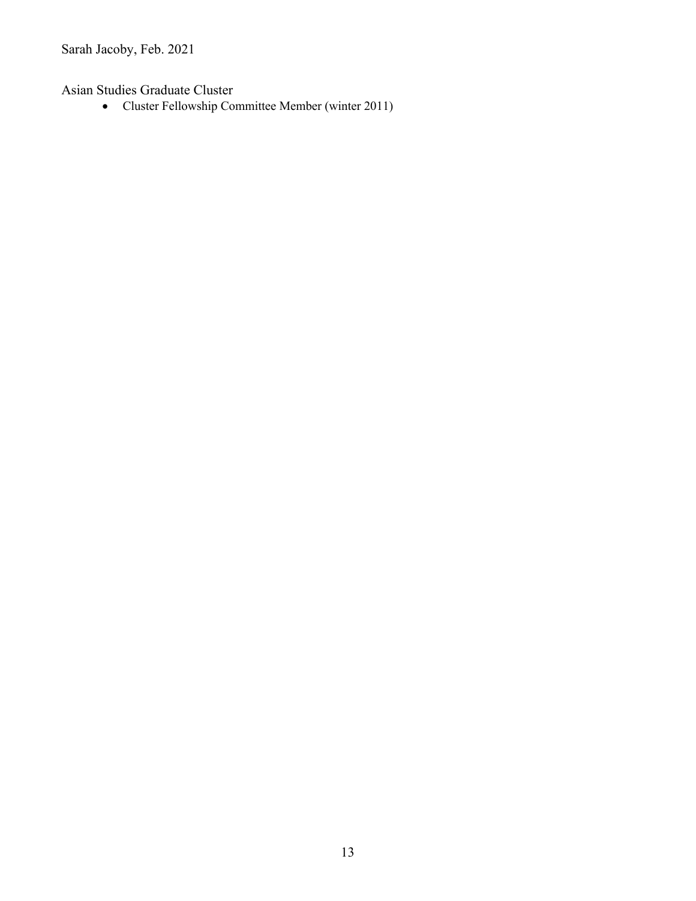Asian Studies Graduate Cluster

- Cluster Fellowship Committee Member (winter 2011)